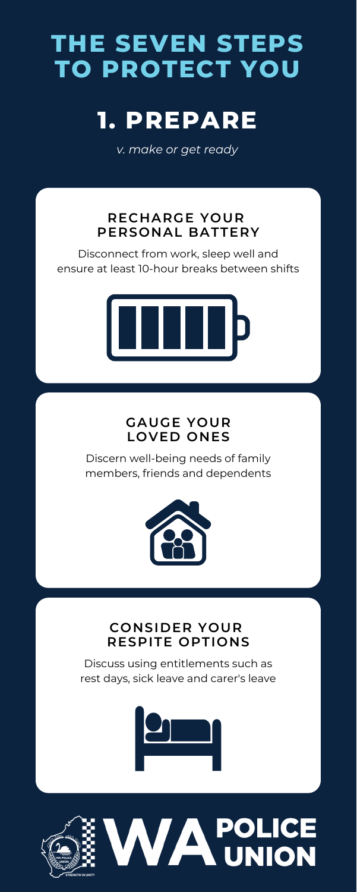# THE SEVEN STEPS TO PROTECT YOU

## 1. PREPARE

*v. make or get ready*

### RECHARGE YOUR PERSONAL BATTERY

Disconnect from work, sleep well and ensure at least 10-hour breaks between shifts

### GAUGE YOUR LOVED ONES

Discern well-being needs of family members, friends and dependents

### CONSIDER YOUR RESPITE OPTIONS

Discuss using entitlements such as rest days, sick leave and carer's leave

WA POLICE UNION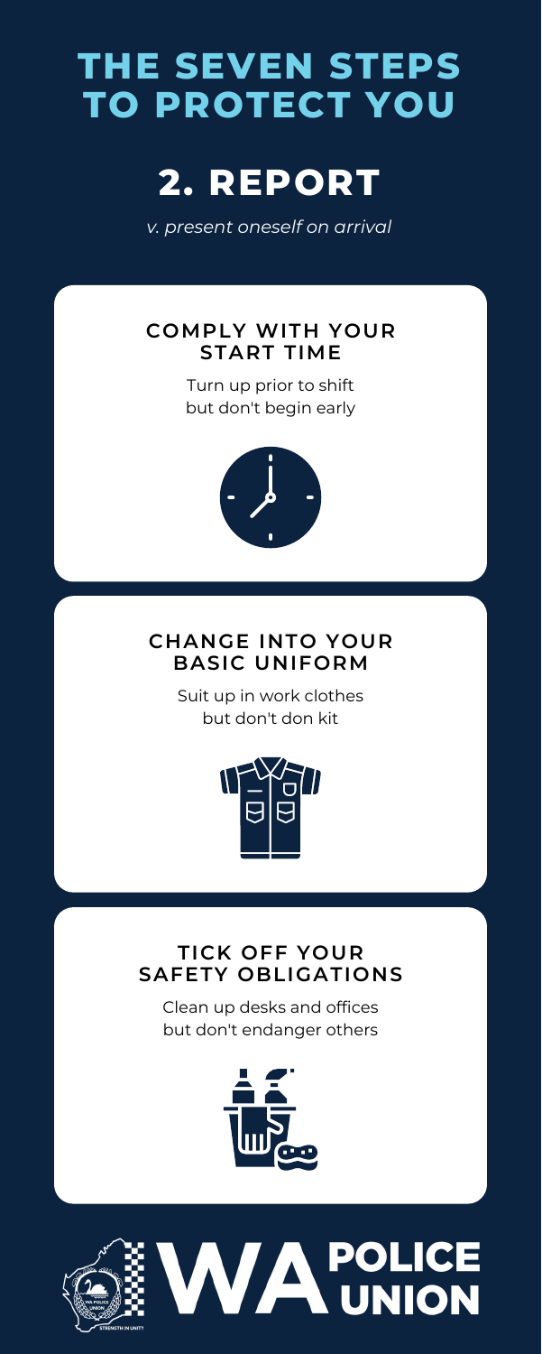# THE SEVEN STEPS TO PROTECT YOU

## 2. REPORT

*v. present oneself on arrival*

### COMPLY WITH YOUR START TIME

Turn up prior to shift but don't begin early

### CHANGE INTO YOUR BASIC UNIFORM

Suit up in work clothes but don't don kit

### TICK OFF YOUR SAFETY OBLIGATIONS

Clean up desks and offices but don't endanger others

WA POLICE UNION

STRENGTH IN UNITY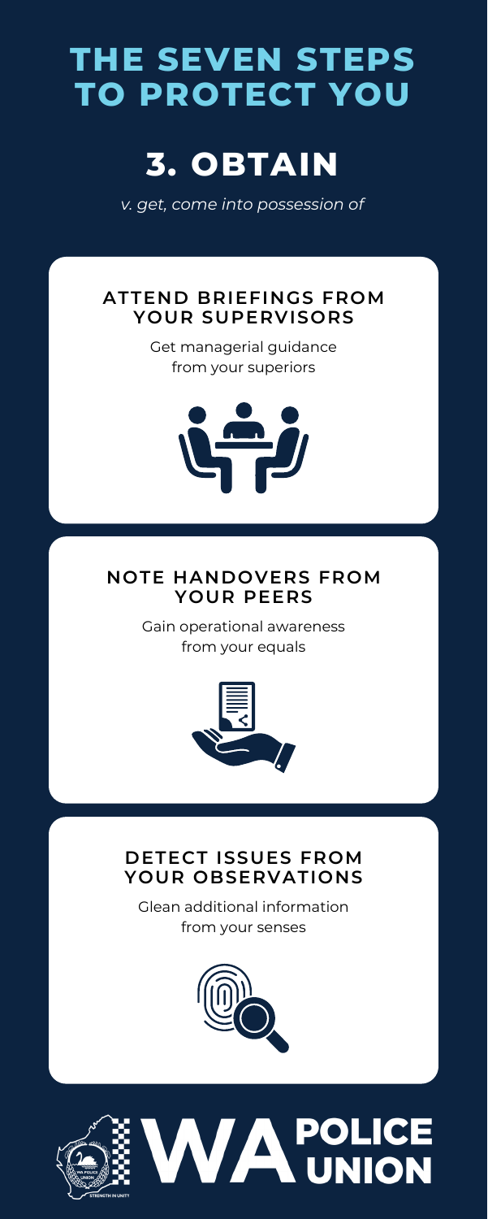# THE SEVEN STEPS TO PROTECT YOU

## 3. OBTAIN

*v. get, come into possession of*

### ATTEND BRIEFINGS FROM YOUR SUPERVISORS

Get managerial guidance from your superiors

### NOTE HANDOVERS FROM YOUR PEERS

Gain operational awareness from your equals

### DETECT ISSUES FROM YOUR OBSERVATIONS

Glean additional information from your senses

WA POLICE UNION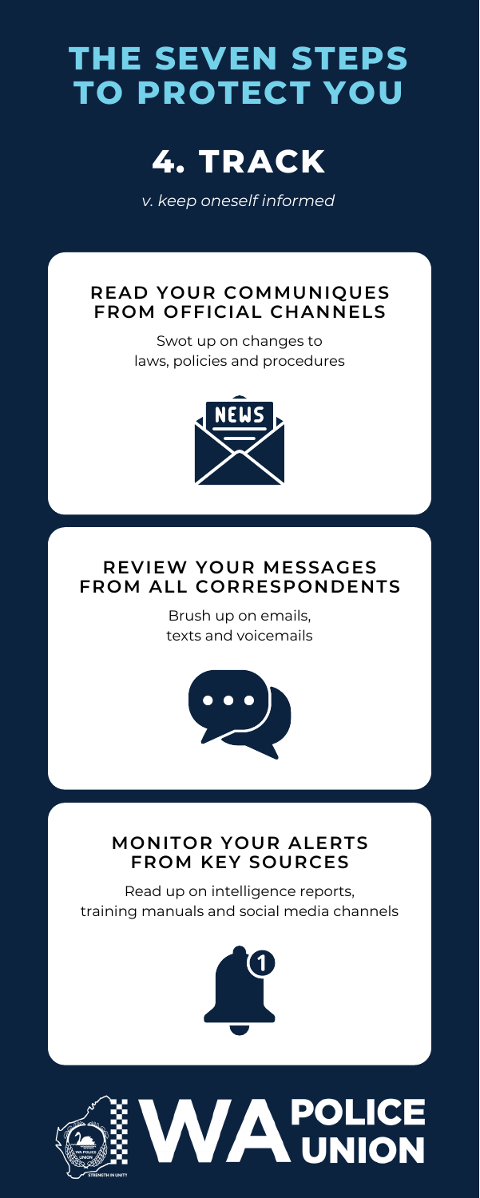# THE SEVEN STEPS TO PROTECT YOU

## 4. TRACK

*v. keep oneself informed*

### READ YOUR COMMUNIQUES FROM OFFICIAL CHANNELS

Swot up on changes to laws, policies and procedures

### REVIEW YOUR MESSAGES FROM ALL CORRESPONDENTS

Brush up on emails, texts and voicemails

### MONITOR YOUR ALERTS FROM KEY SOURCES

Read up on intelligence reports, training manuals and social media channels

WA POLICE UNION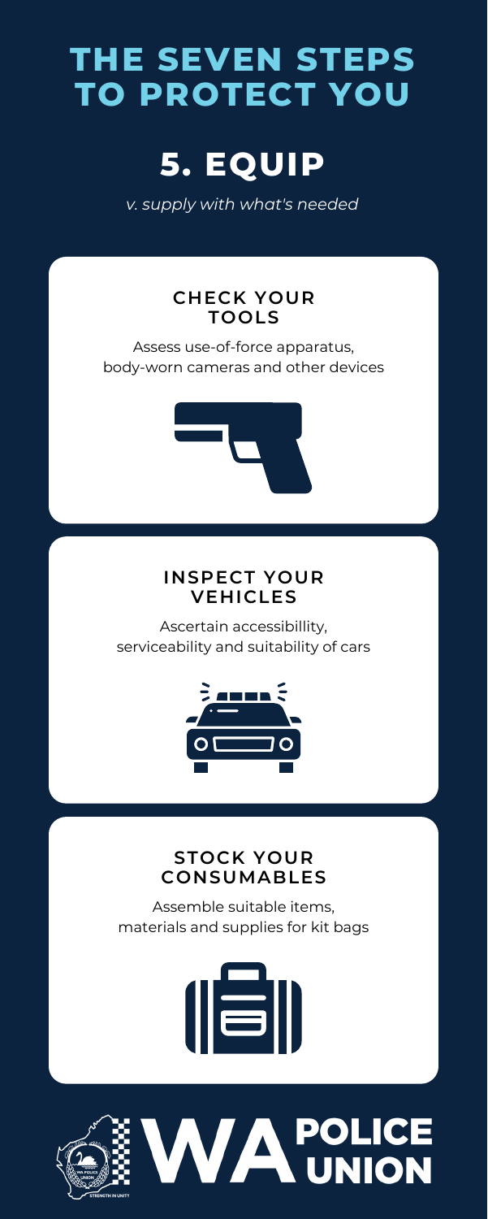# THE SEVEN STEPS TO PROTECT YOU

## 5. EQUIP

*v. supply with what's needed*

### CHECK YOUR TOOLS

Assess use-of-force apparatus, body-worn cameras and other devices

### INSPECT YOUR VEHICLES

Ascertain accessibillity, serviceability and suitability of cars

### STOCK YOUR CONSUMABLES

Assemble suitable items, materials and supplies for kit bags

WA POLICE UNION

STRENGTH IN UNITY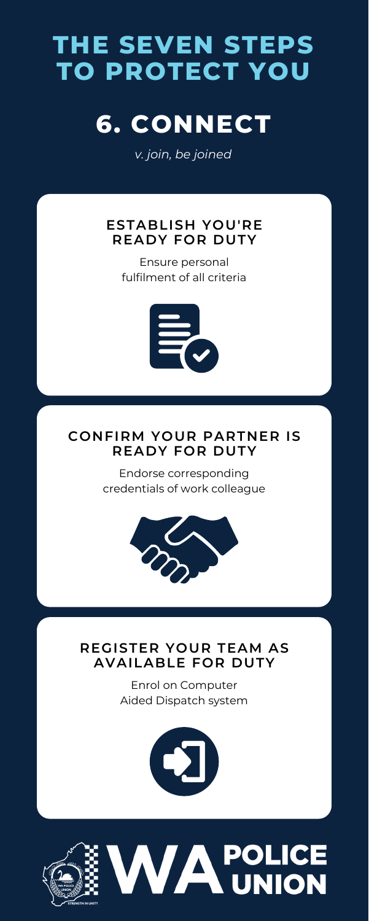# THE SEVEN STEPS TO PROTECT YOU

## 6. CONNECT

*v. join, be joined*

### ESTABLISH YOU'RE READY FOR DUTY

Ensure personal fulfilment of all criteria

### CONFIRM YOUR PARTNER IS READY FOR DUTY

Endorse corresponding credentials of work colleague

### REGISTER YOUR TEAM AS AVAILABLE FOR DUTY

Enrol on Computer Aided Dispatch system

WA POLICE UNION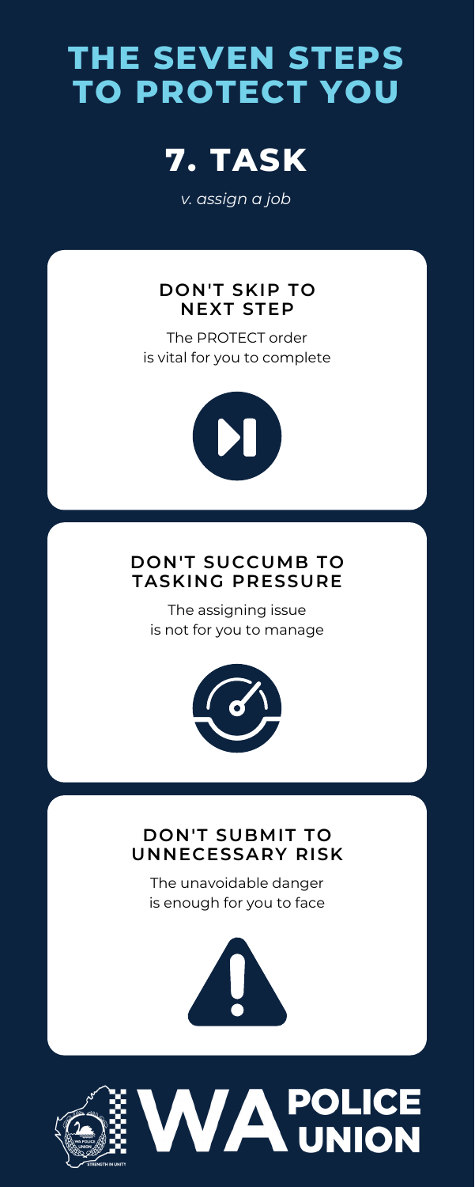# THE SEVEN STEPS TO PROTECT YOU

## 7. TASK

*v. assign a job*

### DON'T SKIP TO NEXT STEP

The PROTECT order is vital for you to complete

### DON'T SUCCUMB TO TASKING PRESSURE

The assigning issue is not for you to manage

### DON'T SUBMIT TO UNNECESSARY RISK

The unavoidable danger is enough for you to face

WA POLICE UNION

STRENGTH IN UNITY